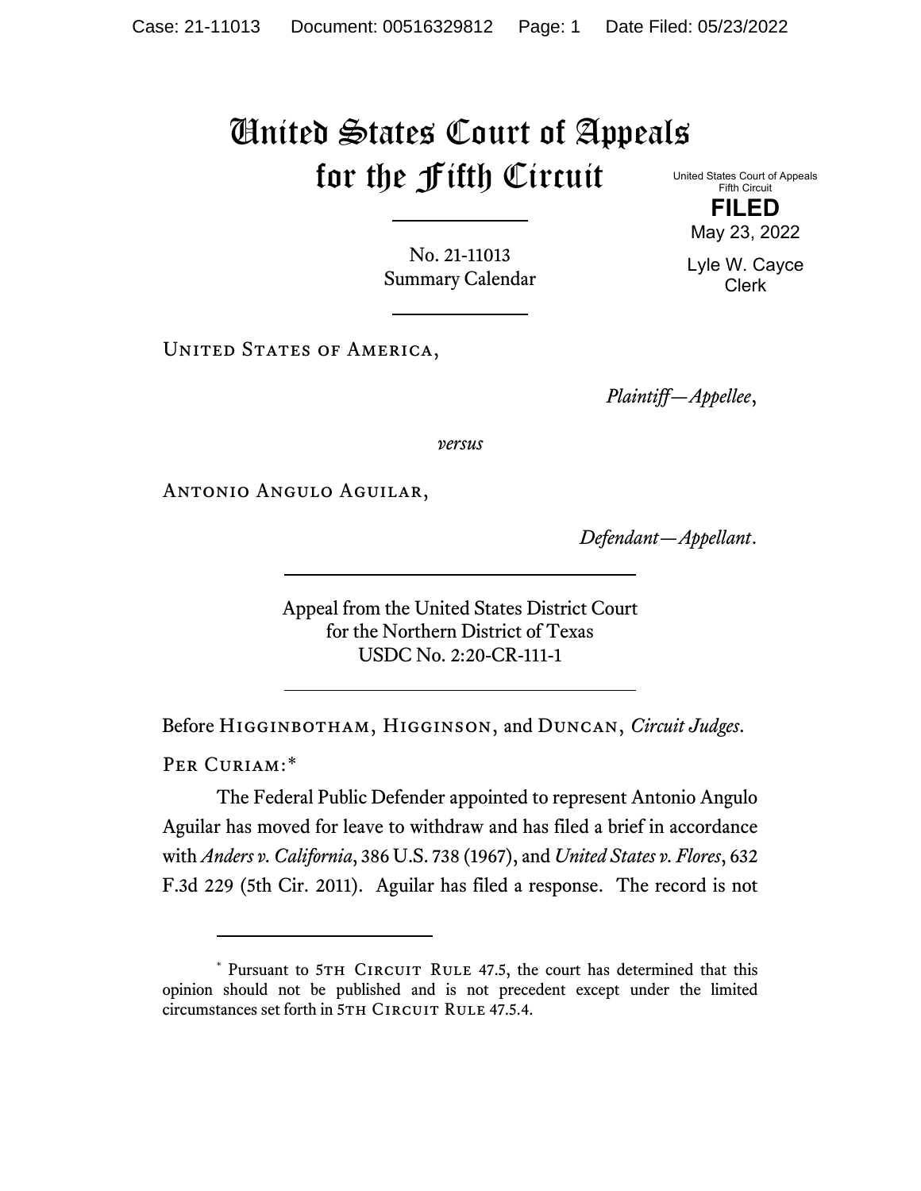# United States Court of Appeals for the Fifth Circuit

United States Court of Appeals
Fifth Circuit

**FILED**

May 23, 2022

Lyle W. Cayce
Clerk

No. 21-11013
Summary Calendar

United States of America,

*Plaintiff—Appellee*,

*versus*

Antonio Angulo Aguilar,

*Defendant—Appellant*.

Appeal from the United States District Court
for the Northern District of Texas
USDC No. 2:20-CR-111-1

Before Higginbotham, Higginson, and Duncan, *Circuit Judges*.

Per Curiam:*

The Federal Public Defender appointed to represent Antonio Angulo Aguilar has moved for leave to withdraw and has filed a brief in accordance with *Anders v. California*, 386 U.S. 738 (1967), and *United States v. Flores*, 632 F.3d 229 (5th Cir. 2011). Aguilar has filed a response. The record is not

---

* Pursuant to 5th Circuit Rule 47.5, the court has determined that this opinion should not be published and is not precedent except under the limited circumstances set forth in 5th Circuit Rule 47.5.4.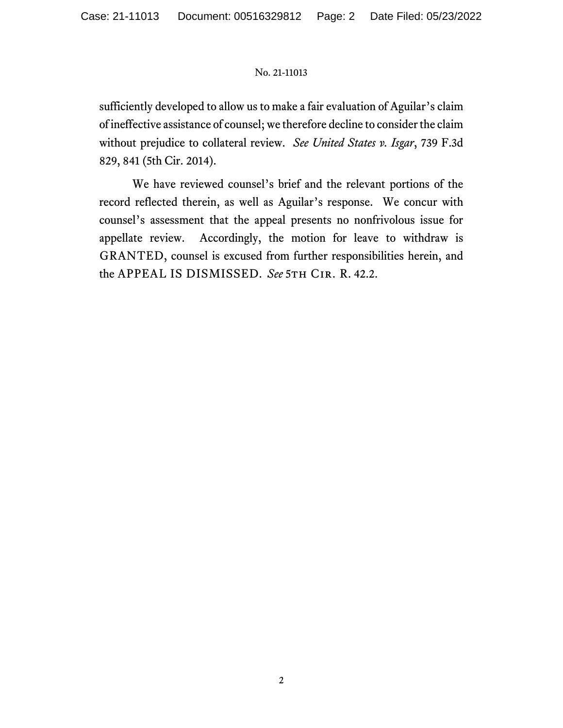sufficiently developed to allow us to make a fair evaluation of Aguilar's claim of ineffective assistance of counsel; we therefore decline to consider the claim without prejudice to collateral review. *See United States v. Isgar*, 739 F.3d 829, 841 (5th Cir. 2014).

We have reviewed counsel's brief and the relevant portions of the record reflected therein, as well as Aguilar's response. We concur with counsel's assessment that the appeal presents no nonfrivolous issue for appellate review. Accordingly, the motion for leave to withdraw is GRANTED, counsel is excused from further responsibilities herein, and the APPEAL IS DISMISSED. *See* 5TH CIR. R. 42.2.